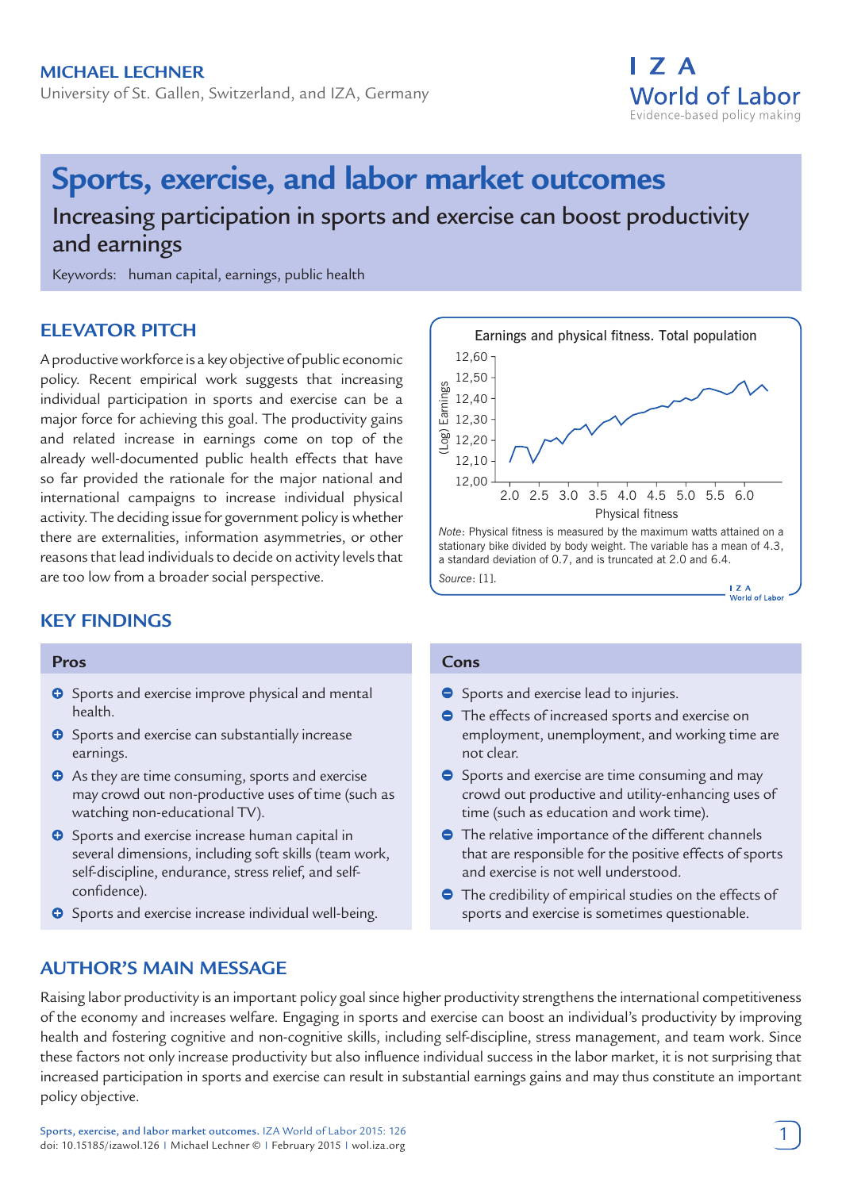**MICHAEL LECHNER**

University of St. Gallen, Switzerland, and IZA, Germany

# Sports, exercise, and labor market outcomes

## Increasing participation in sports and exercise can boost productivity and earnings

Keywords: human capital, earnings, public health

## ELEVATOR PITCH

A productive workforce is a key objective of public economic policy. Recent empirical work suggests that increasing individual participation in sports and exercise can be a major force for achieving this goal. The productivity gains and related increase in earnings come on top of the already well-documented public health effects that have so far provided the rationale for the major national and international campaigns to increase individual physical activity. The deciding issue for government policy is whether there are externalities, information asymmetries, or other reasons that lead individuals to decide on activity levels that are too low from a broader social perspective.

Earnings and physical fitness. Total population

*Note*: Physical fitness is measured by the maximum watts attained on a stationary bike divided by body weight. The variable has a mean of 4.3, a standard deviation of 0.7, and is truncated at 2.0 and 6.4.

*Source*: [1].

## KEY FINDINGS

**Pros**

- Sports and exercise improve physical and mental health.
- Sports and exercise can substantially increase earnings.
- As they are time consuming, sports and exercise may crowd out non-productive uses of time (such as watching non-educational TV).
- Sports and exercise increase human capital in several dimensions, including soft skills (team work, self-discipline, endurance, stress relief, and self-confidence).
- Sports and exercise increase individual well-being.

**Cons**

- Sports and exercise lead to injuries.
- The effects of increased sports and exercise on employment, unemployment, and working time are not clear.
- Sports and exercise are time consuming and may crowd out productive and utility-enhancing uses of time (such as education and work time).
- The relative importance of the different channels that are responsible for the positive effects of sports and exercise is not well understood.
- The credibility of empirical studies on the effects of sports and exercise is sometimes questionable.

## AUTHOR'S MAIN MESSAGE

Raising labor productivity is an important policy goal since higher productivity strengthens the international competitiveness of the economy and increases welfare. Engaging in sports and exercise can boost an individual's productivity by improving health and fostering cognitive and non-cognitive skills, including self-discipline, stress management, and team work. Since these factors not only increase productivity but also influence individual success in the labor market, it is not surprising that increased participation in sports and exercise can result in substantial earnings gains and may thus constitute an important policy objective.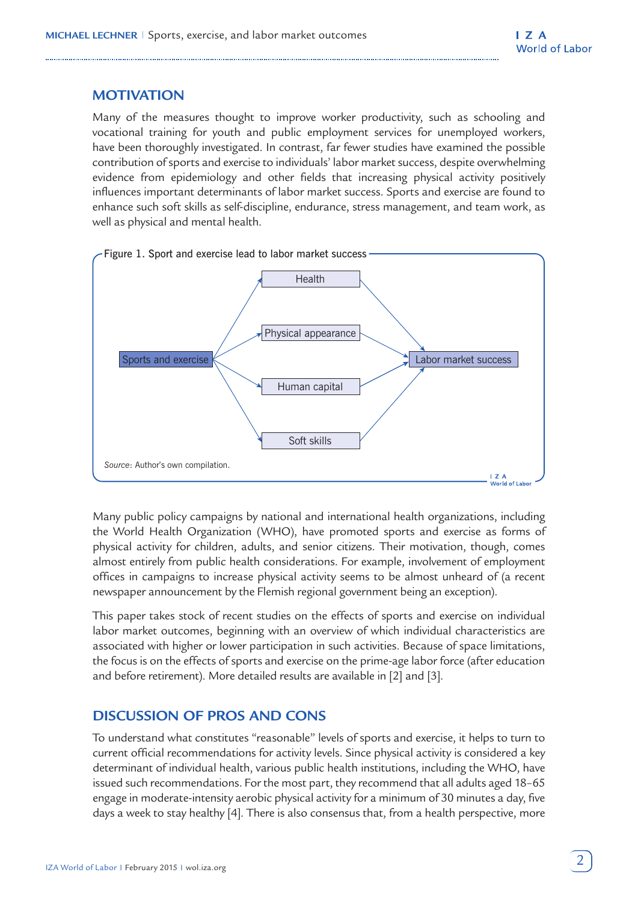## MOTIVATION

Many of the measures thought to improve worker productivity, such as schooling and vocational training for youth and public employment services for unemployed workers, have been thoroughly investigated. In contrast, far fewer studies have examined the possible contribution of sports and exercise to individuals' labor market success, despite overwhelming evidence from epidemiology and other fields that increasing physical activity positively influences important determinants of labor market success. Sports and exercise are found to enhance such soft skills as self-discipline, endurance, stress management, and team work, as well as physical and mental health.

Figure 1. Sport and exercise lead to labor market success

Sports and exercise → Health → Labor market success

Sports and exercise → Physical appearance → Labor market success

Sports and exercise → Human capital → Labor market success

Sports and exercise → Soft skills → Labor market success

*Source*: Author's own compilation.

Many public policy campaigns by national and international health organizations, including the World Health Organization (WHO), have promoted sports and exercise as forms of physical activity for children, adults, and senior citizens. Their motivation, though, comes almost entirely from public health considerations. For example, involvement of employment offices in campaigns to increase physical activity seems to be almost unheard of (a recent newspaper announcement by the Flemish regional government being an exception).

This paper takes stock of recent studies on the effects of sports and exercise on individual labor market outcomes, beginning with an overview of which individual characteristics are associated with higher or lower participation in such activities. Because of space limitations, the focus is on the effects of sports and exercise on the prime-age labor force (after education and before retirement). More detailed results are available in [2] and [3].

## DISCUSSION OF PROS AND CONS

To understand what constitutes "reasonable" levels of sports and exercise, it helps to turn to current official recommendations for activity levels. Since physical activity is considered a key determinant of individual health, various public health institutions, including the WHO, have issued such recommendations. For the most part, they recommend that all adults aged 18–65 engage in moderate-intensity aerobic physical activity for a minimum of 30 minutes a day, five days a week to stay healthy [4]. There is also consensus that, from a health perspective, more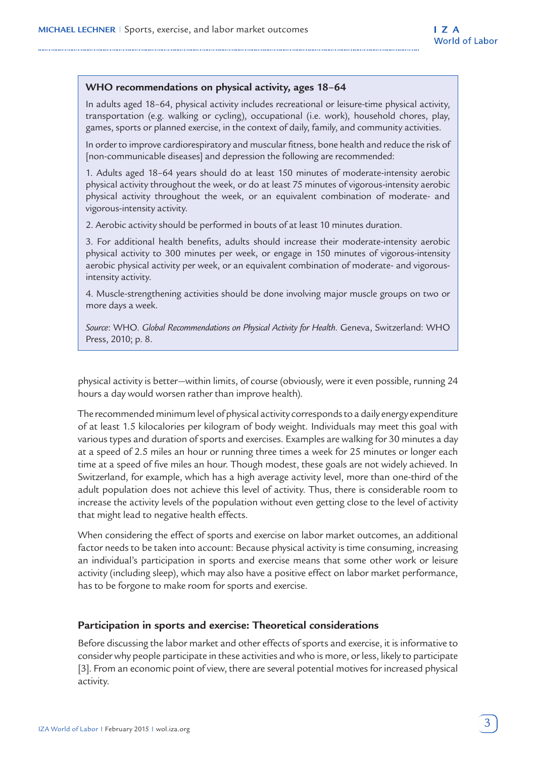**WHO recommendations on physical activity, ages 18–64**

In adults aged 18–64, physical activity includes recreational or leisure-time physical activity, transportation (e.g. walking or cycling), occupational (i.e. work), household chores, play, games, sports or planned exercise, in the context of daily, family, and community activities.

In order to improve cardiorespiratory and muscular fitness, bone health and reduce the risk of [non-communicable diseases] and depression the following are recommended:

1. Adults aged 18–64 years should do at least 150 minutes of moderate-intensity aerobic physical activity throughout the week, or do at least 75 minutes of vigorous-intensity aerobic physical activity throughout the week, or an equivalent combination of moderate- and vigorous-intensity activity.

2. Aerobic activity should be performed in bouts of at least 10 minutes duration.

3. For additional health benefits, adults should increase their moderate-intensity aerobic physical activity to 300 minutes per week, or engage in 150 minutes of vigorous-intensity aerobic physical activity per week, or an equivalent combination of moderate- and vigorous-intensity activity.

4. Muscle-strengthening activities should be done involving major muscle groups on two or more days a week.

*Source*: WHO. *Global Recommendations on Physical Activity for Health*. Geneva, Switzerland: WHO Press, 2010; p. 8.

physical activity is better—within limits, of course (obviously, were it even possible, running 24 hours a day would worsen rather than improve health).

The recommended minimum level of physical activity corresponds to a daily energy expenditure of at least 1.5 kilocalories per kilogram of body weight. Individuals may meet this goal with various types and duration of sports and exercises. Examples are walking for 30 minutes a day at a speed of 2.5 miles an hour or running three times a week for 25 minutes or longer each time at a speed of five miles an hour. Though modest, these goals are not widely achieved. In Switzerland, for example, which has a high average activity level, more than one-third of the adult population does not achieve this level of activity. Thus, there is considerable room to increase the activity levels of the population without even getting close to the level of activity that might lead to negative health effects.

When considering the effect of sports and exercise on labor market outcomes, an additional factor needs to be taken into account: Because physical activity is time consuming, increasing an individual's participation in sports and exercise means that some other work or leisure activity (including sleep), which may also have a positive effect on labor market performance, has to be forgone to make room for sports and exercise.

## Participation in sports and exercise: Theoretical considerations

Before discussing the labor market and other effects of sports and exercise, it is informative to consider why people participate in these activities and who is more, or less, likely to participate [3]. From an economic point of view, there are several potential motives for increased physical activity.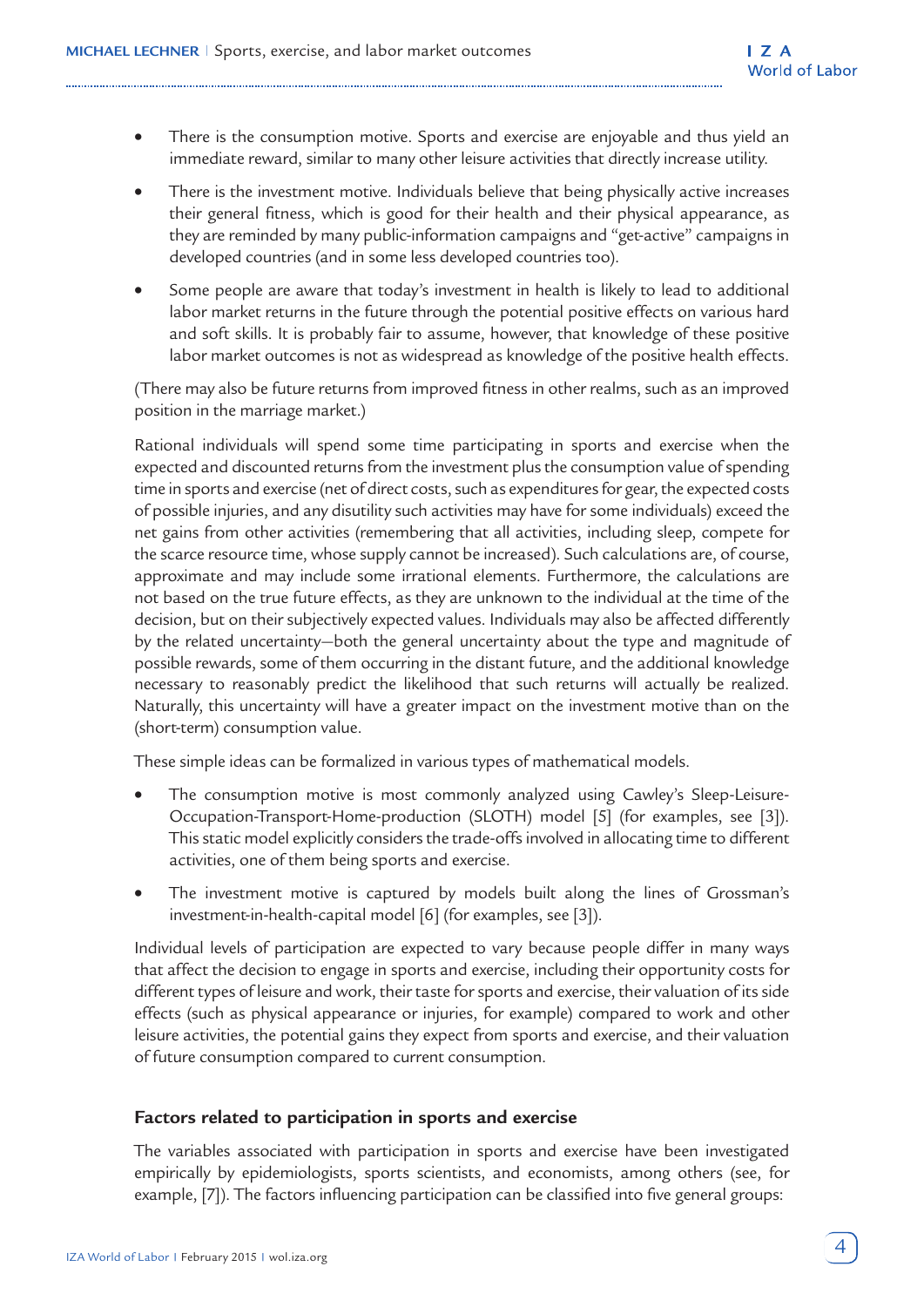- There is the consumption motive. Sports and exercise are enjoyable and thus yield an immediate reward, similar to many other leisure activities that directly increase utility.
- There is the investment motive. Individuals believe that being physically active increases their general fitness, which is good for their health and their physical appearance, as they are reminded by many public-information campaigns and "get-active" campaigns in developed countries (and in some less developed countries too).
- Some people are aware that today's investment in health is likely to lead to additional labor market returns in the future through the potential positive effects on various hard and soft skills. It is probably fair to assume, however, that knowledge of these positive labor market outcomes is not as widespread as knowledge of the positive health effects.

(There may also be future returns from improved fitness in other realms, such as an improved position in the marriage market.)

Rational individuals will spend some time participating in sports and exercise when the expected and discounted returns from the investment plus the consumption value of spending time in sports and exercise (net of direct costs, such as expenditures for gear, the expected costs of possible injuries, and any disutility such activities may have for some individuals) exceed the net gains from other activities (remembering that all activities, including sleep, compete for the scarce resource time, whose supply cannot be increased). Such calculations are, of course, approximate and may include some irrational elements. Furthermore, the calculations are not based on the true future effects, as they are unknown to the individual at the time of the decision, but on their subjectively expected values. Individuals may also be affected differently by the related uncertainty—both the general uncertainty about the type and magnitude of possible rewards, some of them occurring in the distant future, and the additional knowledge necessary to reasonably predict the likelihood that such returns will actually be realized. Naturally, this uncertainty will have a greater impact on the investment motive than on the (short-term) consumption value.

These simple ideas can be formalized in various types of mathematical models.

- The consumption motive is most commonly analyzed using Cawley's Sleep-Leisure-Occupation-Transport-Home-production (SLOTH) model [5] (for examples, see [3]). This static model explicitly considers the trade-offs involved in allocating time to different activities, one of them being sports and exercise.
- The investment motive is captured by models built along the lines of Grossman's investment-in-health-capital model [6] (for examples, see [3]).

Individual levels of participation are expected to vary because people differ in many ways that affect the decision to engage in sports and exercise, including their opportunity costs for different types of leisure and work, their taste for sports and exercise, their valuation of its side effects (such as physical appearance or injuries, for example) compared to work and other leisure activities, the potential gains they expect from sports and exercise, and their valuation of future consumption compared to current consumption.

### Factors related to participation in sports and exercise

The variables associated with participation in sports and exercise have been investigated empirically by epidemiologists, sports scientists, and economists, among others (see, for example, [7]). The factors influencing participation can be classified into five general groups: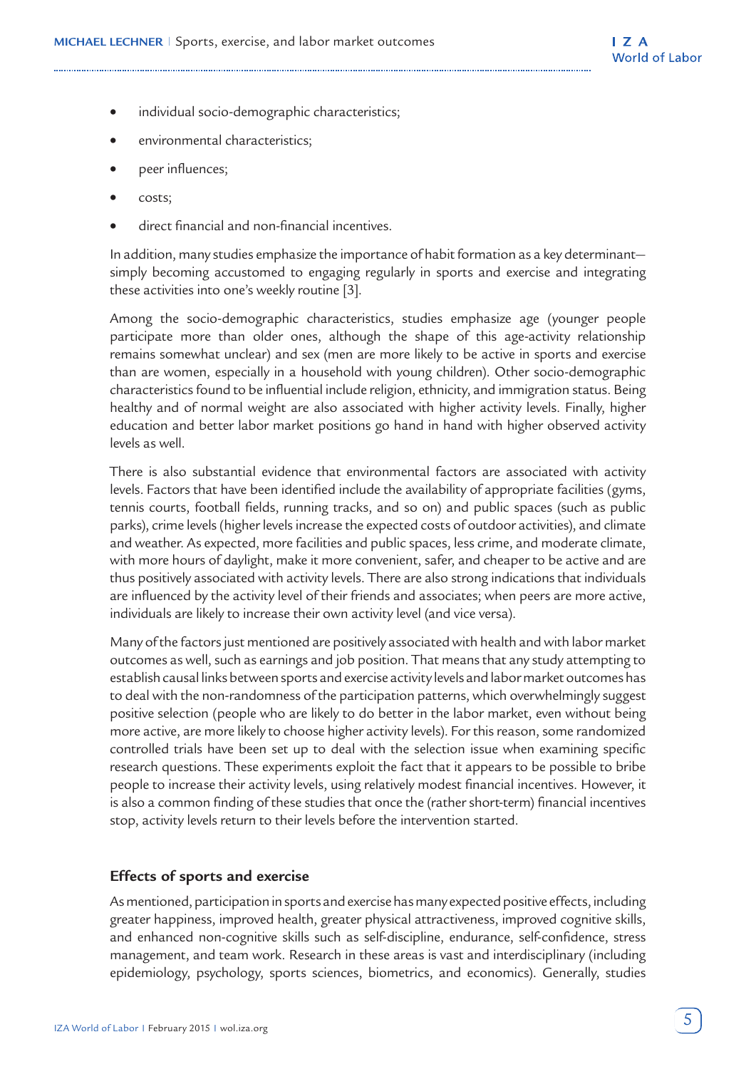- individual socio-demographic characteristics;
- environmental characteristics;
- peer influences;
- costs;
- direct financial and non-financial incentives.

In addition, many studies emphasize the importance of habit formation as a key determinant—simply becoming accustomed to engaging regularly in sports and exercise and integrating these activities into one's weekly routine [3].

Among the socio-demographic characteristics, studies emphasize age (younger people participate more than older ones, although the shape of this age-activity relationship remains somewhat unclear) and sex (men are more likely to be active in sports and exercise than are women, especially in a household with young children). Other socio-demographic characteristics found to be influential include religion, ethnicity, and immigration status. Being healthy and of normal weight are also associated with higher activity levels. Finally, higher education and better labor market positions go hand in hand with higher observed activity levels as well.

There is also substantial evidence that environmental factors are associated with activity levels. Factors that have been identified include the availability of appropriate facilities (gyms, tennis courts, football fields, running tracks, and so on) and public spaces (such as public parks), crime levels (higher levels increase the expected costs of outdoor activities), and climate and weather. As expected, more facilities and public spaces, less crime, and moderate climate, with more hours of daylight, make it more convenient, safer, and cheaper to be active and are thus positively associated with activity levels. There are also strong indications that individuals are influenced by the activity level of their friends and associates; when peers are more active, individuals are likely to increase their own activity level (and vice versa).

Many of the factors just mentioned are positively associated with health and with labor market outcomes as well, such as earnings and job position. That means that any study attempting to establish causal links between sports and exercise activity levels and labor market outcomes has to deal with the non-randomness of the participation patterns, which overwhelmingly suggest positive selection (people who are likely to do better in the labor market, even without being more active, are more likely to choose higher activity levels). For this reason, some randomized controlled trials have been set up to deal with the selection issue when examining specific research questions. These experiments exploit the fact that it appears to be possible to bribe people to increase their activity levels, using relatively modest financial incentives. However, it is also a common finding of these studies that once the (rather short-term) financial incentives stop, activity levels return to their levels before the intervention started.

### Effects of sports and exercise

As mentioned, participation in sports and exercise has many expected positive effects, including greater happiness, improved health, greater physical attractiveness, improved cognitive skills, and enhanced non-cognitive skills such as self-discipline, endurance, self-confidence, stress management, and team work. Research in these areas is vast and interdisciplinary (including epidemiology, psychology, sports sciences, biometrics, and economics). Generally, studies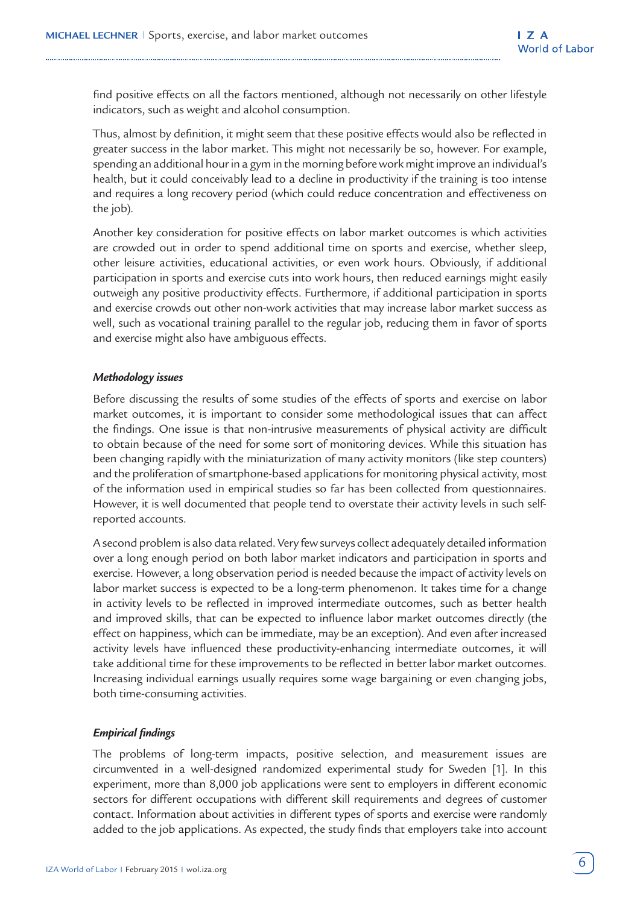find positive effects on all the factors mentioned, although not necessarily on other lifestyle indicators, such as weight and alcohol consumption.

Thus, almost by definition, it might seem that these positive effects would also be reflected in greater success in the labor market. This might not necessarily be so, however. For example, spending an additional hour in a gym in the morning before work might improve an individual's health, but it could conceivably lead to a decline in productivity if the training is too intense and requires a long recovery period (which could reduce concentration and effectiveness on the job).

Another key consideration for positive effects on labor market outcomes is which activities are crowded out in order to spend additional time on sports and exercise, whether sleep, other leisure activities, educational activities, or even work hours. Obviously, if additional participation in sports and exercise cuts into work hours, then reduced earnings might easily outweigh any positive productivity effects. Furthermore, if additional participation in sports and exercise crowds out other non-work activities that may increase labor market success as well, such as vocational training parallel to the regular job, reducing them in favor of sports and exercise might also have ambiguous effects.

### *Methodology issues*

Before discussing the results of some studies of the effects of sports and exercise on labor market outcomes, it is important to consider some methodological issues that can affect the findings. One issue is that non-intrusive measurements of physical activity are difficult to obtain because of the need for some sort of monitoring devices. While this situation has been changing rapidly with the miniaturization of many activity monitors (like step counters) and the proliferation of smartphone-based applications for monitoring physical activity, most of the information used in empirical studies so far has been collected from questionnaires. However, it is well documented that people tend to overstate their activity levels in such self-reported accounts.

A second problem is also data related. Very few surveys collect adequately detailed information over a long enough period on both labor market indicators and participation in sports and exercise. However, a long observation period is needed because the impact of activity levels on labor market success is expected to be a long-term phenomenon. It takes time for a change in activity levels to be reflected in improved intermediate outcomes, such as better health and improved skills, that can be expected to influence labor market outcomes directly (the effect on happiness, which can be immediate, may be an exception). And even after increased activity levels have influenced these productivity-enhancing intermediate outcomes, it will take additional time for these improvements to be reflected in better labor market outcomes. Increasing individual earnings usually requires some wage bargaining or even changing jobs, both time-consuming activities.

### *Empirical findings*

The problems of long-term impacts, positive selection, and measurement issues are circumvented in a well-designed randomized experimental study for Sweden [1]. In this experiment, more than 8,000 job applications were sent to employers in different economic sectors for different occupations with different skill requirements and degrees of customer contact. Information about activities in different types of sports and exercise were randomly added to the job applications. As expected, the study finds that employers take into account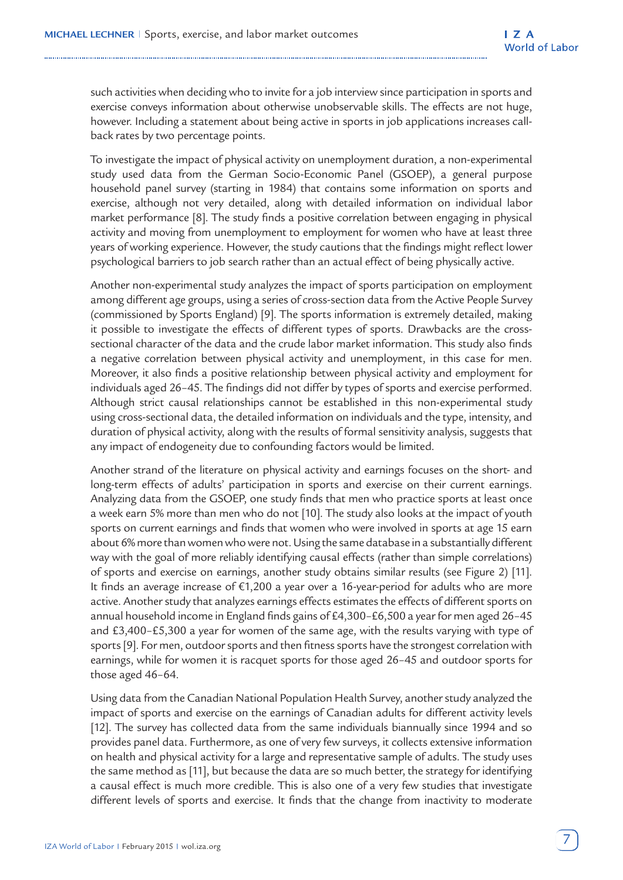such activities when deciding who to invite for a job interview since participation in sports and exercise conveys information about otherwise unobservable skills. The effects are not huge, however. Including a statement about being active in sports in job applications increases call-back rates by two percentage points.

To investigate the impact of physical activity on unemployment duration, a non-experimental study used data from the German Socio-Economic Panel (GSOEP), a general purpose household panel survey (starting in 1984) that contains some information on sports and exercise, although not very detailed, along with detailed information on individual labor market performance [8]. The study finds a positive correlation between engaging in physical activity and moving from unemployment to employment for women who have at least three years of working experience. However, the study cautions that the findings might reflect lower psychological barriers to job search rather than an actual effect of being physically active.

Another non-experimental study analyzes the impact of sports participation on employment among different age groups, using a series of cross-section data from the Active People Survey (commissioned by Sports England) [9]. The sports information is extremely detailed, making it possible to investigate the effects of different types of sports. Drawbacks are the cross-sectional character of the data and the crude labor market information. This study also finds a negative correlation between physical activity and unemployment, in this case for men. Moreover, it also finds a positive relationship between physical activity and employment for individuals aged 26–45. The findings did not differ by types of sports and exercise performed. Although strict causal relationships cannot be established in this non-experimental study using cross-sectional data, the detailed information on individuals and the type, intensity, and duration of physical activity, along with the results of formal sensitivity analysis, suggests that any impact of endogeneity due to confounding factors would be limited.

Another strand of the literature on physical activity and earnings focuses on the short- and long-term effects of adults' participation in sports and exercise on their current earnings. Analyzing data from the GSOEP, one study finds that men who practice sports at least once a week earn 5% more than men who do not [10]. The study also looks at the impact of youth sports on current earnings and finds that women who were involved in sports at age 15 earn about 6% more than women who were not. Using the same database in a substantially different way with the goal of more reliably identifying causal effects (rather than simple correlations) of sports and exercise on earnings, another study obtains similar results (see Figure 2) [11]. It finds an average increase of €1,200 a year over a 16-year-period for adults who are more active. Another study that analyzes earnings effects estimates the effects of different sports on annual household income in England finds gains of £4,300–£6,500 a year for men aged 26–45 and £3,400–£5,300 a year for women of the same age, with the results varying with type of sports [9]. For men, outdoor sports and then fitness sports have the strongest correlation with earnings, while for women it is racquet sports for those aged 26–45 and outdoor sports for those aged 46–64.

Using data from the Canadian National Population Health Survey, another study analyzed the impact of sports and exercise on the earnings of Canadian adults for different activity levels [12]. The survey has collected data from the same individuals biannually since 1994 and so provides panel data. Furthermore, as one of very few surveys, it collects extensive information on health and physical activity for a large and representative sample of adults. The study uses the same method as [11], but because the data are so much better, the strategy for identifying a causal effect is much more credible. This is also one of a very few studies that investigate different levels of sports and exercise. It finds that the change from inactivity to moderate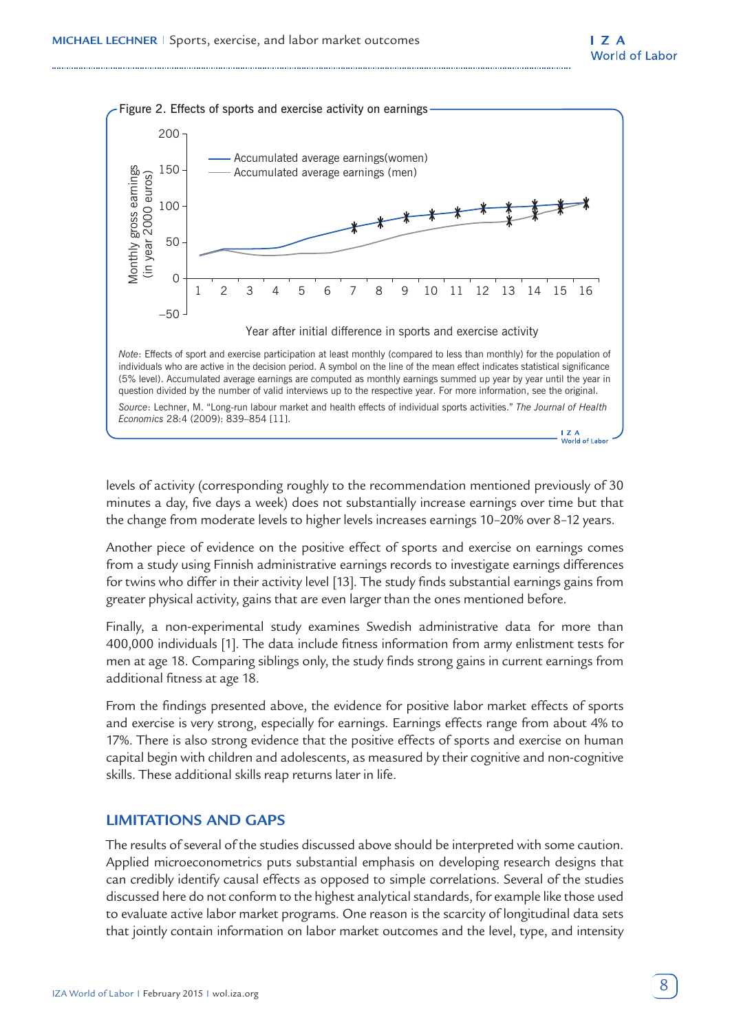Figure 2. Effects of sports and exercise activity on earnings

Note: Effects of sport and exercise participation at least monthly (compared to less than monthly) for the population of individuals who are active in the decision period. A symbol on the line of the mean effect indicates statistical significance (5% level). Accumulated average earnings are computed as monthly earnings summed up year by year until the year in question divided by the number of valid interviews up to the respective year. For more information, see the original.

Source: Lechner, M. "Long-run labour market and health effects of individual sports activities." *The Journal of Health Economics* 28:4 (2009): 839–854 [11].

levels of activity (corresponding roughly to the recommendation mentioned previously of 30 minutes a day, five days a week) does not substantially increase earnings over time but that the change from moderate levels to higher levels increases earnings 10–20% over 8–12 years.

Another piece of evidence on the positive effect of sports and exercise on earnings comes from a study using Finnish administrative earnings records to investigate earnings differences for twins who differ in their activity level [13]. The study finds substantial earnings gains from greater physical activity, gains that are even larger than the ones mentioned before.

Finally, a non-experimental study examines Swedish administrative data for more than 400,000 individuals [1]. The data include fitness information from army enlistment tests for men at age 18. Comparing siblings only, the study finds strong gains in current earnings from additional fitness at age 18.

From the findings presented above, the evidence for positive labor market effects of sports and exercise is very strong, especially for earnings. Earnings effects range from about 4% to 17%. There is also strong evidence that the positive effects of sports and exercise on human capital begin with children and adolescents, as measured by their cognitive and non-cognitive skills. These additional skills reap returns later in life.

## LIMITATIONS AND GAPS

The results of several of the studies discussed above should be interpreted with some caution. Applied microeconometrics puts substantial emphasis on developing research designs that can credibly identify causal effects as opposed to simple correlations. Several of the studies discussed here do not conform to the highest analytical standards, for example like those used to evaluate active labor market programs. One reason is the scarcity of longitudinal data sets that jointly contain information on labor market outcomes and the level, type, and intensity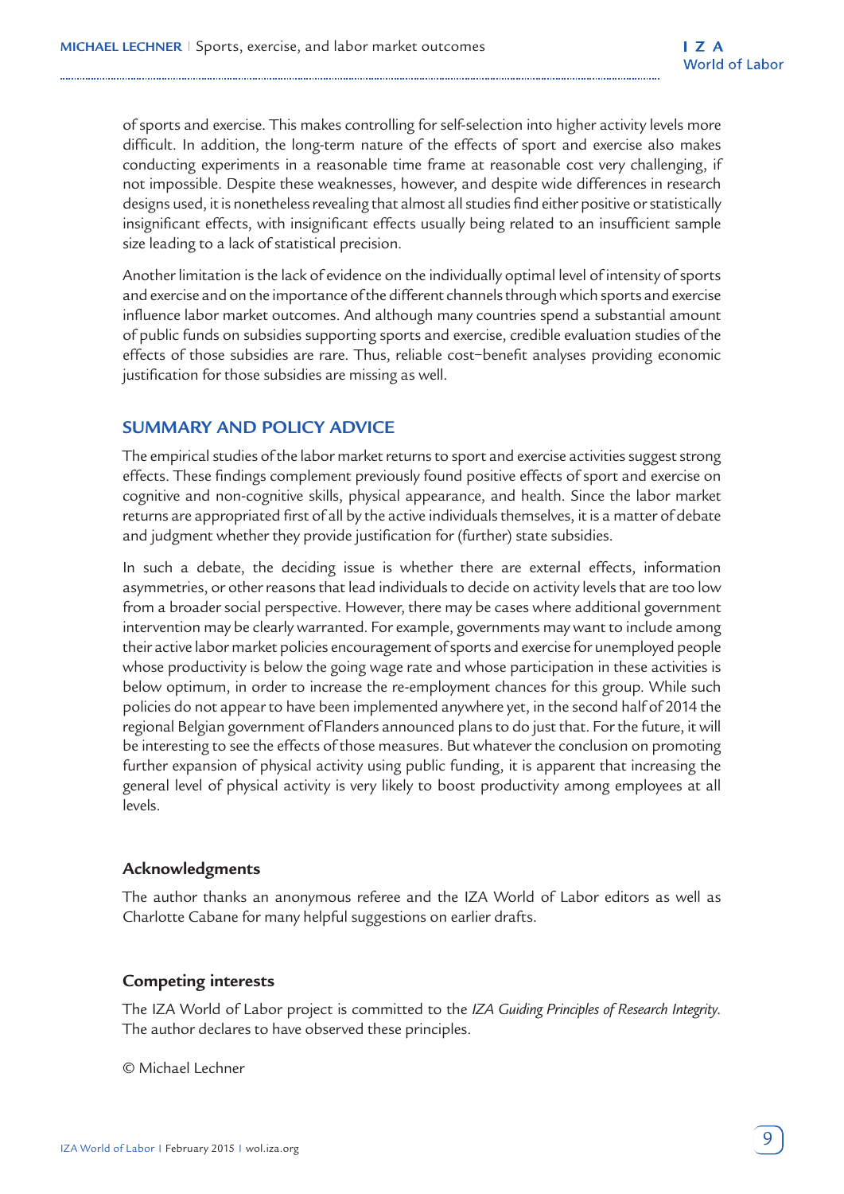of sports and exercise. This makes controlling for self-selection into higher activity levels more difficult. In addition, the long-term nature of the effects of sport and exercise also makes conducting experiments in a reasonable time frame at reasonable cost very challenging, if not impossible. Despite these weaknesses, however, and despite wide differences in research designs used, it is nonetheless revealing that almost all studies find either positive or statistically insignificant effects, with insignificant effects usually being related to an insufficient sample size leading to a lack of statistical precision.

Another limitation is the lack of evidence on the individually optimal level of intensity of sports and exercise and on the importance of the different channels through which sports and exercise influence labor market outcomes. And although many countries spend a substantial amount of public funds on subsidies supporting sports and exercise, credible evaluation studies of the effects of those subsidies are rare. Thus, reliable cost–benefit analyses providing economic justification for those subsidies are missing as well.

## SUMMARY AND POLICY ADVICE

The empirical studies of the labor market returns to sport and exercise activities suggest strong effects. These findings complement previously found positive effects of sport and exercise on cognitive and non-cognitive skills, physical appearance, and health. Since the labor market returns are appropriated first of all by the active individuals themselves, it is a matter of debate and judgment whether they provide justification for (further) state subsidies.

In such a debate, the deciding issue is whether there are external effects, information asymmetries, or other reasons that lead individuals to decide on activity levels that are too low from a broader social perspective. However, there may be cases where additional government intervention may be clearly warranted. For example, governments may want to include among their active labor market policies encouragement of sports and exercise for unemployed people whose productivity is below the going wage rate and whose participation in these activities is below optimum, in order to increase the re-employment chances for this group. While such policies do not appear to have been implemented anywhere yet, in the second half of 2014 the regional Belgian government of Flanders announced plans to do just that. For the future, it will be interesting to see the effects of those measures. But whatever the conclusion on promoting further expansion of physical activity using public funding, it is apparent that increasing the general level of physical activity is very likely to boost productivity among employees at all levels.

### Acknowledgments

The author thanks an anonymous referee and the IZA World of Labor editors as well as Charlotte Cabane for many helpful suggestions on earlier drafts.

### Competing interests

The IZA World of Labor project is committed to the *IZA Guiding Principles of Research Integrity*. The author declares to have observed these principles.

© Michael Lechner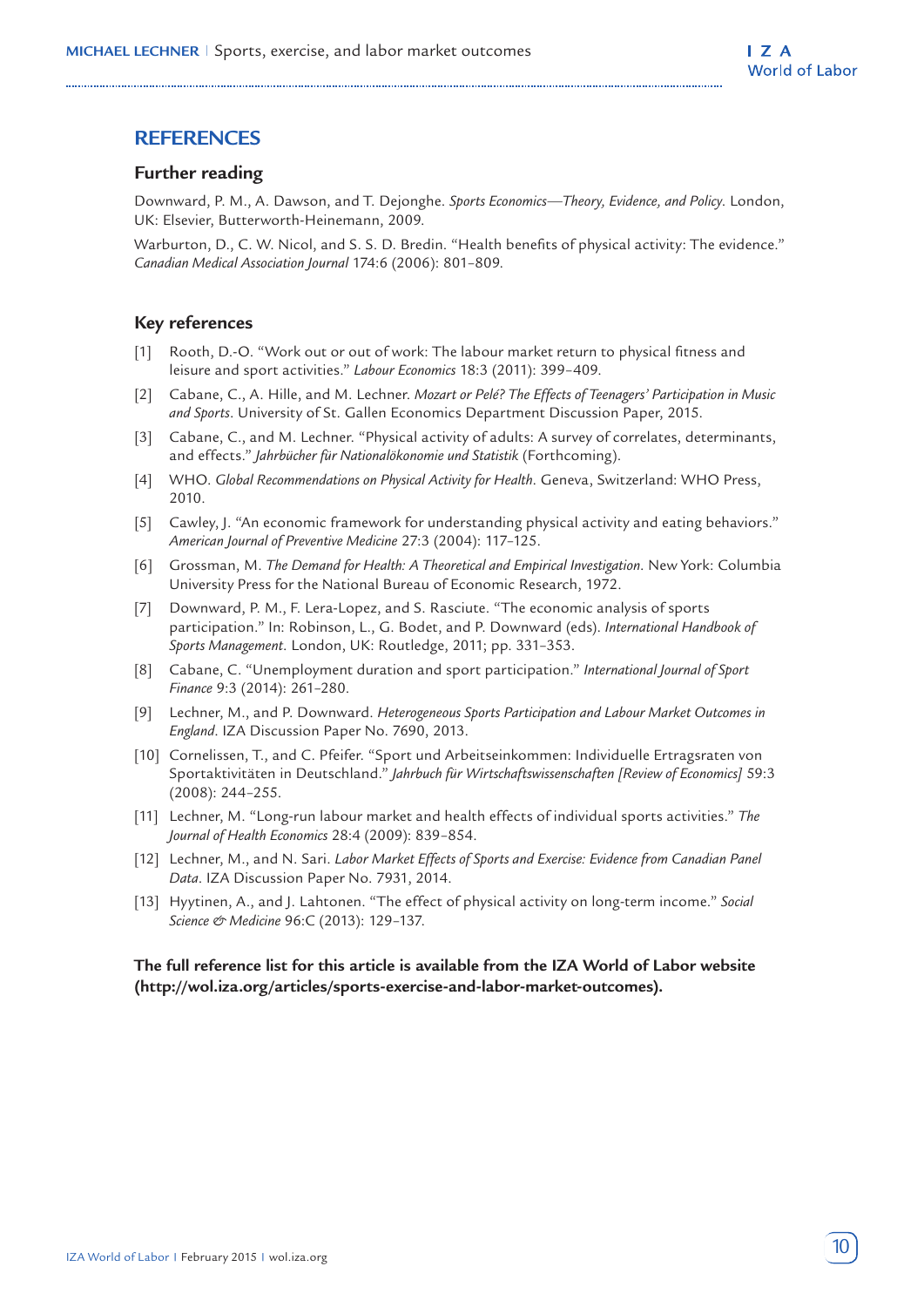## REFERENCES

### Further reading

Downward, P. M., A. Dawson, and T. Dejonghe. *Sports Economics—Theory, Evidence, and Policy*. London, UK: Elsevier, Butterworth-Heinemann, 2009.

Warburton, D., C. W. Nicol, and S. S. D. Bredin. "Health benefits of physical activity: The evidence." *Canadian Medical Association Journal* 174:6 (2006): 801–809.

### Key references

[1] Rooth, D.-O. "Work out or out of work: The labour market return to physical fitness and leisure and sport activities." *Labour Economics* 18:3 (2011): 399–409.

[2] Cabane, C., A. Hille, and M. Lechner. *Mozart or Pelé? The Effects of Teenagers' Participation in Music and Sports*. University of St. Gallen Economics Department Discussion Paper, 2015.

[3] Cabane, C., and M. Lechner. "Physical activity of adults: A survey of correlates, determinants, and effects." *Jahrbücher für Nationalökonomie und Statistik* (Forthcoming).

[4] WHO. *Global Recommendations on Physical Activity for Health*. Geneva, Switzerland: WHO Press, 2010.

[5] Cawley, J. "An economic framework for understanding physical activity and eating behaviors." *American Journal of Preventive Medicine* 27:3 (2004): 117–125.

[6] Grossman, M. *The Demand for Health: A Theoretical and Empirical Investigation*. New York: Columbia University Press for the National Bureau of Economic Research, 1972.

[7] Downward, P. M., F. Lera-Lopez, and S. Rasciute. "The economic analysis of sports participation." In: Robinson, L., G. Bodet, and P. Downward (eds). *International Handbook of Sports Management*. London, UK: Routledge, 2011; pp. 331–353.

[8] Cabane, C. "Unemployment duration and sport participation." *International Journal of Sport Finance* 9:3 (2014): 261–280.

[9] Lechner, M., and P. Downward. *Heterogeneous Sports Participation and Labour Market Outcomes in England*. IZA Discussion Paper No. 7690, 2013.

[10] Cornelissen, T., and C. Pfeifer. "Sport und Arbeitseinkommen: Individuelle Ertragsraten von Sportaktivitäten in Deutschland." *Jahrbuch für Wirtschaftswissenschaften [Review of Economics]* 59:3 (2008): 244–255.

[11] Lechner, M. "Long-run labour market and health effects of individual sports activities." *The Journal of Health Economics* 28:4 (2009): 839–854.

[12] Lechner, M., and N. Sari. *Labor Market Effects of Sports and Exercise: Evidence from Canadian Panel Data*. IZA Discussion Paper No. 7931, 2014.

[13] Hyytinen, A., and J. Lahtonen. "The effect of physical activity on long-term income." *Social Science & Medicine* 96:C (2013): 129–137.

**The full reference list for this article is available from the IZA World of Labor website (http://wol.iza.org/articles/sports-exercise-and-labor-market-outcomes).**